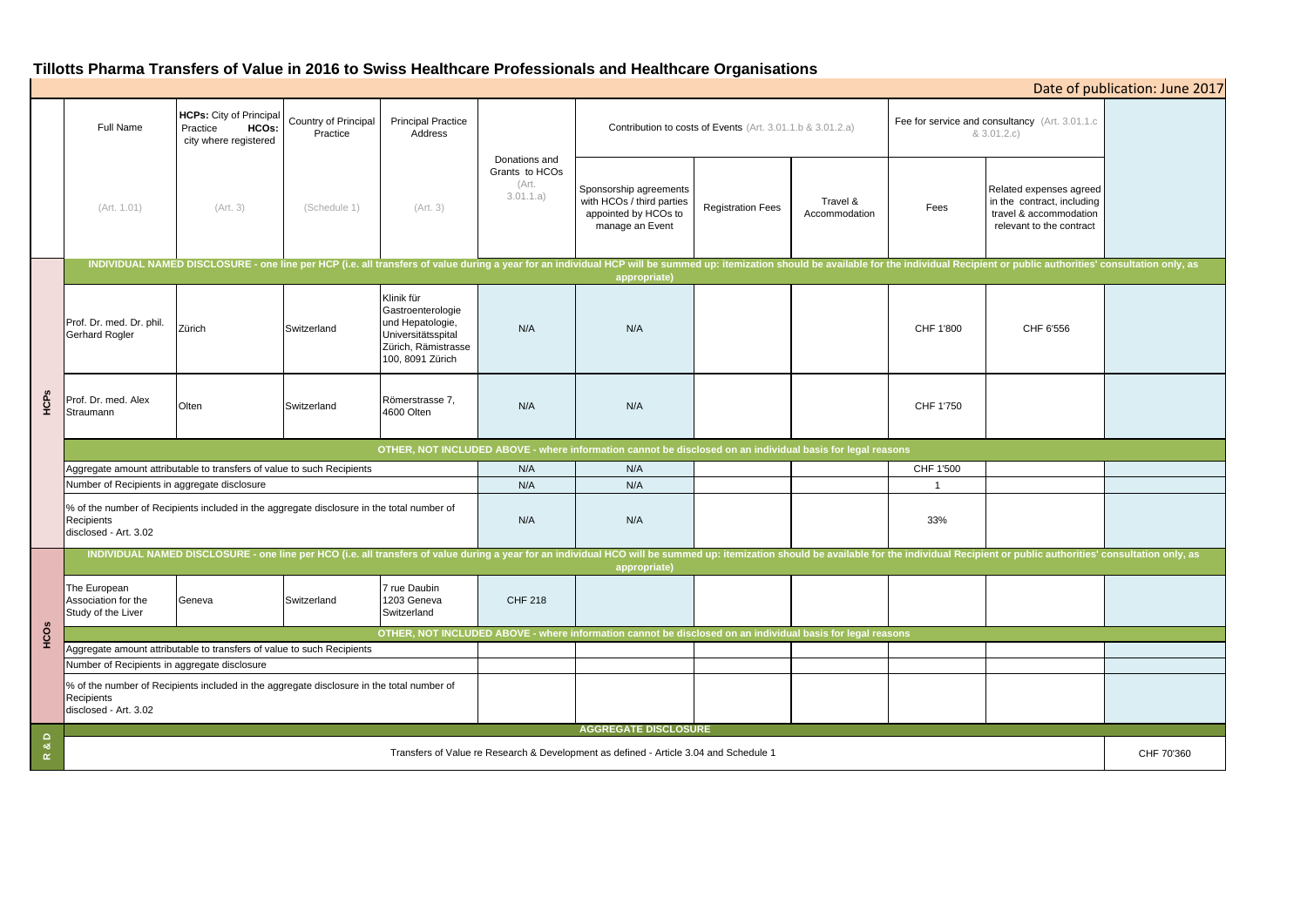# Tillotts Pharma Transfers of Value in 2016 to Swiss Healthcare Professionals and Healthcare Organisations

Date of publication: June 2017

| | Full Name | HCPs: City of Principal Practice HCOs: city where registered | Country of Principal Practice | Principal Practice Address | Donations and Grants to HCOs (Art. 3.01.1.a) | Contribution to costs of Events (Art. 3.01.1.b & 3.01.2.a) | | | Fee for service and consultancy (Art. 3.01.1.c & 3.01.2.c) | | |
|---|---|---|---|---|---|---|---|---|---|---|---|
| | (Art. 1.01) | (Art. 3) | (Schedule 1) | (Art. 3) | | Sponsorship agreements with HCOs / third parties appointed by HCOs to manage an Event | Registration Fees | Travel & Accommodation | Fees | Related expenses agreed in the contract, including travel & accommodation relevant to the contract | |
| **HCPs** | **INDIVIDUAL NAMED DISCLOSURE - one line per HCP (i.e. all transfers of value during a year for an individual HCP will be summed up: itemization should be available for the individual Recipient or public authorities' consultation only, as appropriate)** | | | | | | | | | | |
| | Prof. Dr. med. Dr. phil. Gerhard Rogler | Zürich | Switzerland | Klinik für Gastroenterologie und Hepatologie, Universitätsspital Zürich, Rämistrasse 100, 8091 Zürich | N/A | N/A | | | CHF 1'800 | CHF 6'556 | |
| | Prof. Dr. med. Alex Straumann | Olten | Switzerland | Römerstrasse 7, 4600 Olten | N/A | N/A | | | CHF 1'750 | | |
| | **OTHER, NOT INCLUDED ABOVE - where information cannot be disclosed on an individual basis for legal reasons** | | | | | | | | | | |
| | Aggregate amount attributable to transfers of value to such Recipients | | | | N/A | N/A | | | CHF 1'500 | | |
| | Number of Recipients in aggregate disclosure | | | | N/A | N/A | | | 1 | | |
| | % of the number of Recipients included in the aggregate disclosure in the total number of Recipients disclosed - Art. 3.02 | | | | N/A | N/A | | | 33% | | |
| **HCOs** | **INDIVIDUAL NAMED DISCLOSURE - one line per HCO (i.e. all transfers of value during a year for an individual HCO will be summed up: itemization should be available for the individual Recipient or public authorities' consultation only, as appropriate)** | | | | | | | | | | |
| | The European Association for the Study of the Liver | Geneva | Switzerland | 7 rue Daubin 1203 Geneva Switzerland | CHF 218 | | | | | | |
| | **OTHER, NOT INCLUDED ABOVE - where information cannot be disclosed on an individual basis for legal reasons** | | | | | | | | | | |
| | Aggregate amount attributable to transfers of value to such Recipients | | | | | | | | | | |
| | Number of Recipients in aggregate disclosure | | | | | | | | | | |
| | % of the number of Recipients included in the aggregate disclosure in the total number of Recipients disclosed - Art. 3.02 | | | | | | | | | | |
| **R & D** | **AGGREGATE DISCLOSURE** | | | | | | | | | | |
| | Transfers of Value re Research & Development as defined - Article 3.04 and Schedule 1 | | | | | | | | | | CHF 70'360 |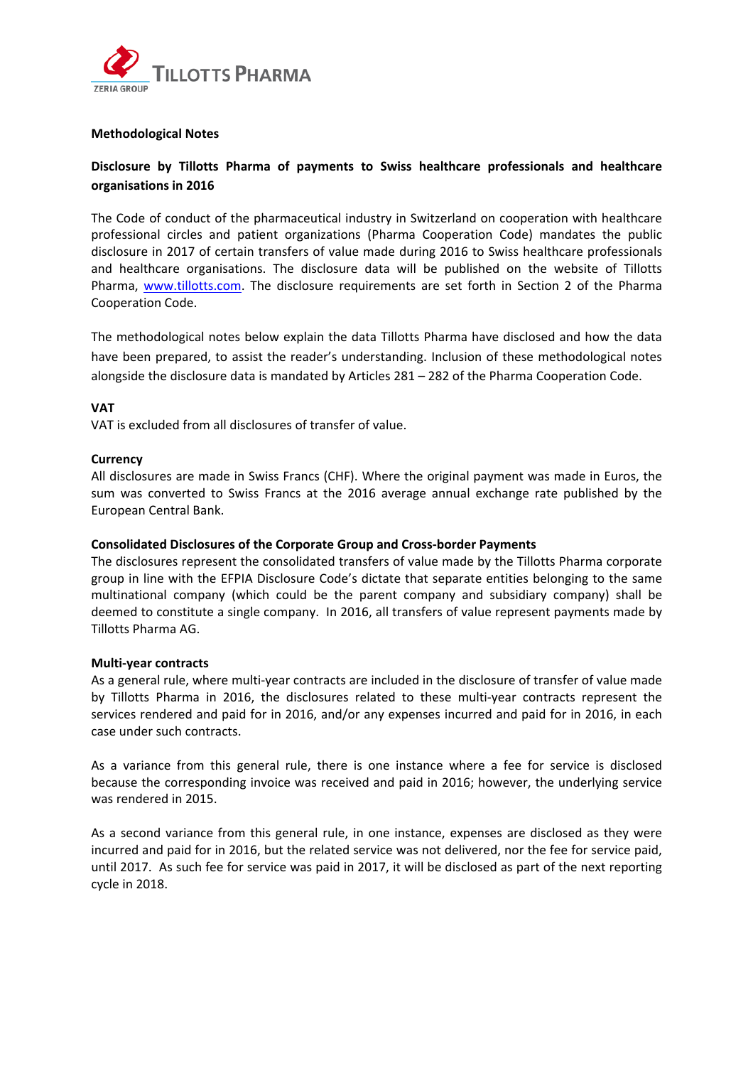**Methodological Notes**

**Disclosure by Tillotts Pharma of payments to Swiss healthcare professionals and healthcare organisations in 2016**

The Code of conduct of the pharmaceutical industry in Switzerland on cooperation with healthcare professional circles and patient organizations (Pharma Cooperation Code) mandates the public disclosure in 2017 of certain transfers of value made during 2016 to Swiss healthcare professionals and healthcare organisations. The disclosure data will be published on the website of Tillotts Pharma, www.tillotts.com. The disclosure requirements are set forth in Section 2 of the Pharma Cooperation Code.

The methodological notes below explain the data Tillotts Pharma have disclosed and how the data have been prepared, to assist the reader's understanding. Inclusion of these methodological notes alongside the disclosure data is mandated by Articles 281 – 282 of the Pharma Cooperation Code.

**VAT**

VAT is excluded from all disclosures of transfer of value.

**Currency**

All disclosures are made in Swiss Francs (CHF). Where the original payment was made in Euros, the sum was converted to Swiss Francs at the 2016 average annual exchange rate published by the European Central Bank.

**Consolidated Disclosures of the Corporate Group and Cross-border Payments**

The disclosures represent the consolidated transfers of value made by the Tillotts Pharma corporate group in line with the EFPIA Disclosure Code's dictate that separate entities belonging to the same multinational company (which could be the parent company and subsidiary company) shall be deemed to constitute a single company. In 2016, all transfers of value represent payments made by Tillotts Pharma AG.

**Multi-year contracts**

As a general rule, where multi-year contracts are included in the disclosure of transfer of value made by Tillotts Pharma in 2016, the disclosures related to these multi-year contracts represent the services rendered and paid for in 2016, and/or any expenses incurred and paid for in 2016, in each case under such contracts.

As a variance from this general rule, there is one instance where a fee for service is disclosed because the corresponding invoice was received and paid in 2016; however, the underlying service was rendered in 2015.

As a second variance from this general rule, in one instance, expenses are disclosed as they were incurred and paid for in 2016, but the related service was not delivered, nor the fee for service paid, until 2017. As such fee for service was paid in 2017, it will be disclosed as part of the next reporting cycle in 2018.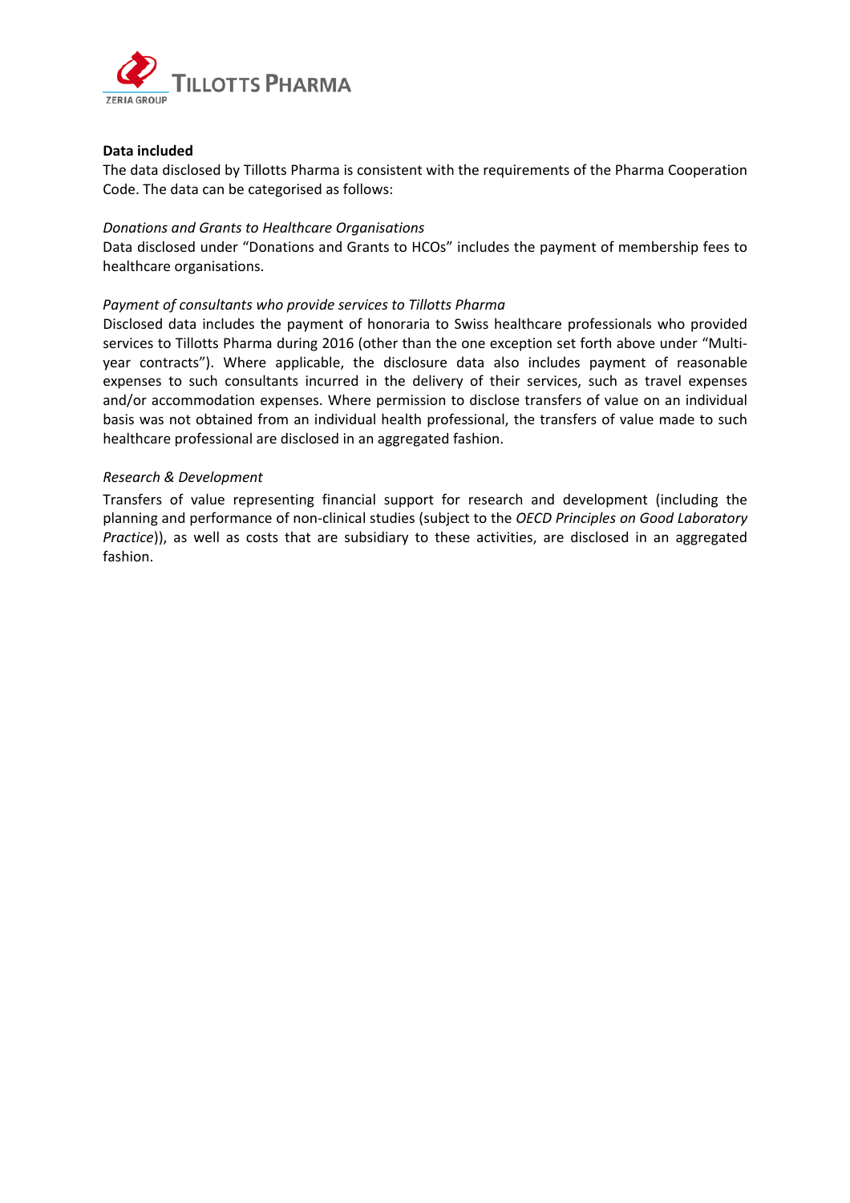**Data included**

The data disclosed by Tillotts Pharma is consistent with the requirements of the Pharma Cooperation Code. The data can be categorised as follows:

*Donations and Grants to Healthcare Organisations*

Data disclosed under "Donations and Grants to HCOs" includes the payment of membership fees to healthcare organisations.

*Payment of consultants who provide services to Tillotts Pharma*

Disclosed data includes the payment of honoraria to Swiss healthcare professionals who provided services to Tillotts Pharma during 2016 (other than the one exception set forth above under "Multi-year contracts"). Where applicable, the disclosure data also includes payment of reasonable expenses to such consultants incurred in the delivery of their services, such as travel expenses and/or accommodation expenses. Where permission to disclose transfers of value on an individual basis was not obtained from an individual health professional, the transfers of value made to such healthcare professional are disclosed in an aggregated fashion.

*Research & Development*

Transfers of value representing financial support for research and development (including the planning and performance of non-clinical studies (subject to the *OECD Principles on Good Laboratory Practice*)), as well as costs that are subsidiary to these activities, are disclosed in an aggregated fashion.